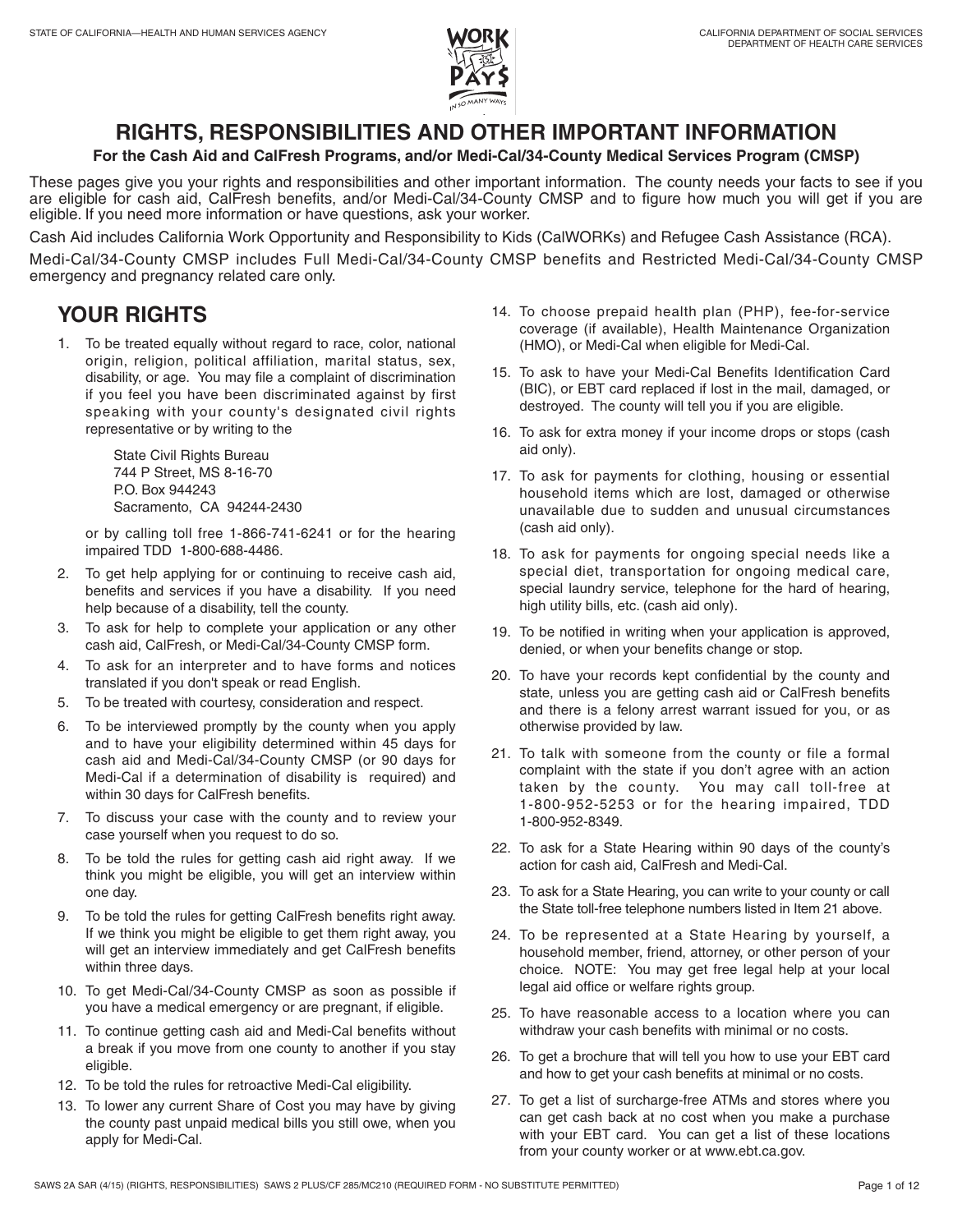STATE OF CALIFORNIA—HEALTH AND HUMAN SERVICES AGENCY

CALIFORNIA DEPARTMENT OF SOCIAL SERVICES
DEPARTMENT OF HEALTH CARE SERVICES

# RIGHTS, RESPONSIBILITIES AND OTHER IMPORTANT INFORMATION

**For the Cash Aid and CalFresh Programs, and/or Medi-Cal/34-County Medical Services Program (CMSP)**

These pages give you your rights and responsibilities and other important information. The county needs your facts to see if you are eligible for cash aid, CalFresh benefits, and/or Medi-Cal/34-County CMSP and to figure how much you will get if you are eligible. If you need more information or have questions, ask your worker.

Cash Aid includes California Work Opportunity and Responsibility to Kids (CalWORKs) and Refugee Cash Assistance (RCA).

Medi-Cal/34-County CMSP includes Full Medi-Cal/34-County CMSP benefits and Restricted Medi-Cal/34-County CMSP emergency and pregnancy related care only.

## YOUR RIGHTS

1. To be treated equally without regard to race, color, national origin, religion, political affiliation, marital status, sex, disability, or age. You may file a complaint of discrimination if you feel you have been discriminated against by first speaking with your county's designated civil rights representative or by writing to the

   State Civil Rights Bureau
   744 P Street, MS 8-16-70
   P.O. Box 944243
   Sacramento, CA 94244-2430

   or by calling toll free 1-866-741-6241 or for the hearing impaired TDD 1-800-688-4486.
2. To get help applying for or continuing to receive cash aid, benefits and services if you have a disability. If you need help because of a disability, tell the county.
3. To ask for help to complete your application or any other cash aid, CalFresh, or Medi-Cal/34-County CMSP form.
4. To ask for an interpreter and to have forms and notices translated if you don't speak or read English.
5. To be treated with courtesy, consideration and respect.
6. To be interviewed promptly by the county when you apply and to have your eligibility determined within 45 days for cash aid and Medi-Cal/34-County CMSP (or 90 days for Medi-Cal if a determination of disability is required) and within 30 days for CalFresh benefits.
7. To discuss your case with the county and to review your case yourself when you request to do so.
8. To be told the rules for getting cash aid right away. If we think you might be eligible, you will get an interview within one day.
9. To be told the rules for getting CalFresh benefits right away. If we think you might be eligible to get them right away, you will get an interview immediately and get CalFresh benefits within three days.
10. To get Medi-Cal/34-County CMSP as soon as possible if you have a medical emergency or are pregnant, if eligible.
11. To continue getting cash aid and Medi-Cal benefits without a break if you move from one county to another if you stay eligible.
12. To be told the rules for retroactive Medi-Cal eligibility.
13. To lower any current Share of Cost you may have by giving the county past unpaid medical bills you still owe, when you apply for Medi-Cal.
14. To choose prepaid health plan (PHP), fee-for-service coverage (if available), Health Maintenance Organization (HMO), or Medi-Cal when eligible for Medi-Cal.
15. To ask to have your Medi-Cal Benefits Identification Card (BIC), or EBT card replaced if lost in the mail, damaged, or destroyed. The county will tell you if you are eligible.
16. To ask for extra money if your income drops or stops (cash aid only).
17. To ask for payments for clothing, housing or essential household items which are lost, damaged or otherwise unavailable due to sudden and unusual circumstances (cash aid only).
18. To ask for payments for ongoing special needs like a special diet, transportation for ongoing medical care, special laundry service, telephone for the hard of hearing, high utility bills, etc. (cash aid only).
19. To be notified in writing when your application is approved, denied, or when your benefits change or stop.
20. To have your records kept confidential by the county and state, unless you are getting cash aid or CalFresh benefits and there is a felony arrest warrant issued for you, or as otherwise provided by law.
21. To talk with someone from the county or file a formal complaint with the state if you don't agree with an action taken by the county. You may call toll-free at 1-800-952-5253 or for the hearing impaired, TDD 1-800-952-8349.
22. To ask for a State Hearing within 90 days of the county's action for cash aid, CalFresh and Medi-Cal.
23. To ask for a State Hearing, you can write to your county or call the State toll-free telephone numbers listed in Item 21 above.
24. To be represented at a State Hearing by yourself, a household member, friend, attorney, or other person of your choice. NOTE: You may get free legal help at your local legal aid office or welfare rights group.
25. To have reasonable access to a location where you can withdraw your cash benefits with minimal or no costs.
26. To get a brochure that will tell you how to use your EBT card and how to get your cash benefits at minimal or no costs.
27. To get a list of surcharge-free ATMs and stores where you can get cash back at no cost when you make a purchase with your EBT card. You can get a list of these locations from your county worker or at www.ebt.ca.gov.

SAWS 2A SAR (4/15) (RIGHTS, RESPONSIBILITIES) SAWS 2 PLUS/CF 285/MC210 (REQUIRED FORM - NO SUBSTITUTE PERMITTED)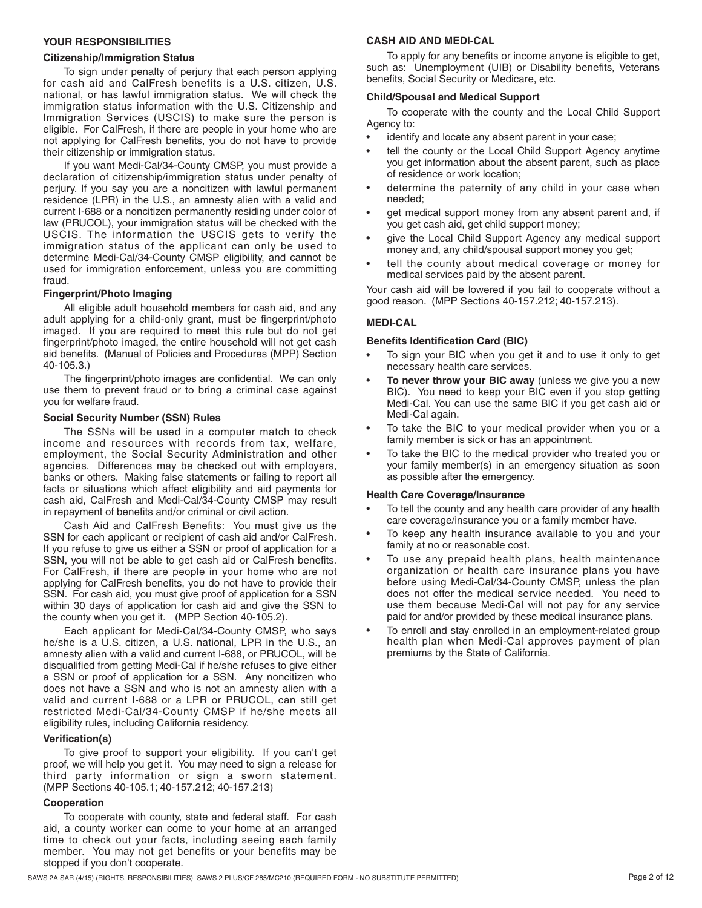## YOUR RESPONSIBILITIES

### Citizenship/Immigration Status

To sign under penalty of perjury that each person applying for cash aid and CalFresh benefits is a U.S. citizen, U.S. national, or has lawful immigration status. We will check the immigration status information with the U.S. Citizenship and Immigration Services (USCIS) to make sure the person is eligible. For CalFresh, if there are people in your home who are not applying for CalFresh benefits, you do not have to provide their citizenship or immigration status.

If you want Medi-Cal/34-County CMSP, you must provide a declaration of citizenship/immigration status under penalty of perjury. If you say you are a noncitizen with lawful permanent residence (LPR) in the U.S., an amnesty alien with a valid and current I-688 or a noncitizen permanently residing under color of law (PRUCOL), your immigration status will be checked with the USCIS. The information the USCIS gets to verify the immigration status of the applicant can only be used to determine Medi-Cal/34-County CMSP eligibility, and cannot be used for immigration enforcement, unless you are committing fraud.

### Fingerprint/Photo Imaging

All eligible adult household members for cash aid, and any adult applying for a child-only grant, must be fingerprint/photo imaged. If you are required to meet this rule but do not get fingerprint/photo imaged, the entire household will not get cash aid benefits. (Manual of Policies and Procedures (MPP) Section 40-105.3.)

The fingerprint/photo images are confidential. We can only use them to prevent fraud or to bring a criminal case against you for welfare fraud.

### Social Security Number (SSN) Rules

The SSNs will be used in a computer match to check income and resources with records from tax, welfare, employment, the Social Security Administration and other agencies. Differences may be checked out with employers, banks or others. Making false statements or failing to report all facts or situations which affect eligibility and aid payments for cash aid, CalFresh and Medi-Cal/34-County CMSP may result in repayment of benefits and/or criminal or civil action.

Cash Aid and CalFresh Benefits: You must give us the SSN for each applicant or recipient of cash aid and/or CalFresh. If you refuse to give us either a SSN or proof of application for a SSN, you will not be able to get cash aid or CalFresh benefits. For CalFresh, if there are people in your home who are not applying for CalFresh benefits, you do not have to provide their SSN. For cash aid, you must give proof of application for a SSN within 30 days of application for cash aid and give the SSN to the county when you get it. (MPP Section 40-105.2).

Each applicant for Medi-Cal/34-County CMSP, who says he/she is a U.S. citizen, a U.S. national, LPR in the U.S., an amnesty alien with a valid and current I-688, or PRUCOL, will be disqualified from getting Medi-Cal if he/she refuses to give either a SSN or proof of application for a SSN. Any noncitizen who does not have a SSN and who is not an amnesty alien with a valid and current I-688 or a LPR or PRUCOL, can still get restricted Medi-Cal/34-County CMSP if he/she meets all eligibility rules, including California residency.

### Verification(s)

To give proof to support your eligibility. If you can't get proof, we will help you get it. You may need to sign a release for third party information or sign a sworn statement. (MPP Sections 40-105.1; 40-157.212; 40-157.213)

### Cooperation

To cooperate with county, state and federal staff. For cash aid, a county worker can come to your home at an arranged time to check out your facts, including seeing each family member. You may not get benefits or your benefits may be stopped if you don't cooperate.

## CASH AID AND MEDI-CAL

To apply for any benefits or income anyone is eligible to get, such as: Unemployment (UIB) or Disability benefits, Veterans benefits, Social Security or Medicare, etc.

### Child/Spousal and Medical Support

To cooperate with the county and the Local Child Support Agency to:

- identify and locate any absent parent in your case;
- tell the county or the Local Child Support Agency anytime you get information about the absent parent, such as place of residence or work location;
- determine the paternity of any child in your case when needed;
- get medical support money from any absent parent and, if you get cash aid, get child support money;
- give the Local Child Support Agency any medical support money and, any child/spousal support money you get;
- tell the county about medical coverage or money for medical services paid by the absent parent.

Your cash aid will be lowered if you fail to cooperate without a good reason. (MPP Sections 40-157.212; 40-157.213).

## MEDI-CAL

### Benefits Identification Card (BIC)

- To sign your BIC when you get it and to use it only to get necessary health care services.
- **To never throw your BIC away** (unless we give you a new BIC). You need to keep your BIC even if you stop getting Medi-Cal. You can use the same BIC if you get cash aid or Medi-Cal again.
- To take the BIC to your medical provider when you or a family member is sick or has an appointment.
- To take the BIC to the medical provider who treated you or your family member(s) in an emergency situation as soon as possible after the emergency.

### Health Care Coverage/Insurance

- To tell the county and any health care provider of any health care coverage/insurance you or a family member have.
- To keep any health insurance available to you and your family at no or reasonable cost.
- To use any prepaid health plans, health maintenance organization or health care insurance plans you have before using Medi-Cal/34-County CMSP, unless the plan does not offer the medical service needed. You need to use them because Medi-Cal will not pay for any service paid for and/or provided by these medical insurance plans.
- To enroll and stay enrolled in an employment-related group health plan when Medi-Cal approves payment of plan premiums by the State of California.

SAWS 2A SAR (4/15) (RIGHTS, RESPONSIBILITIES) SAWS 2 PLUS/CF 285/MC210 (REQUIRED FORM - NO SUBSTITUTE PERMITTED)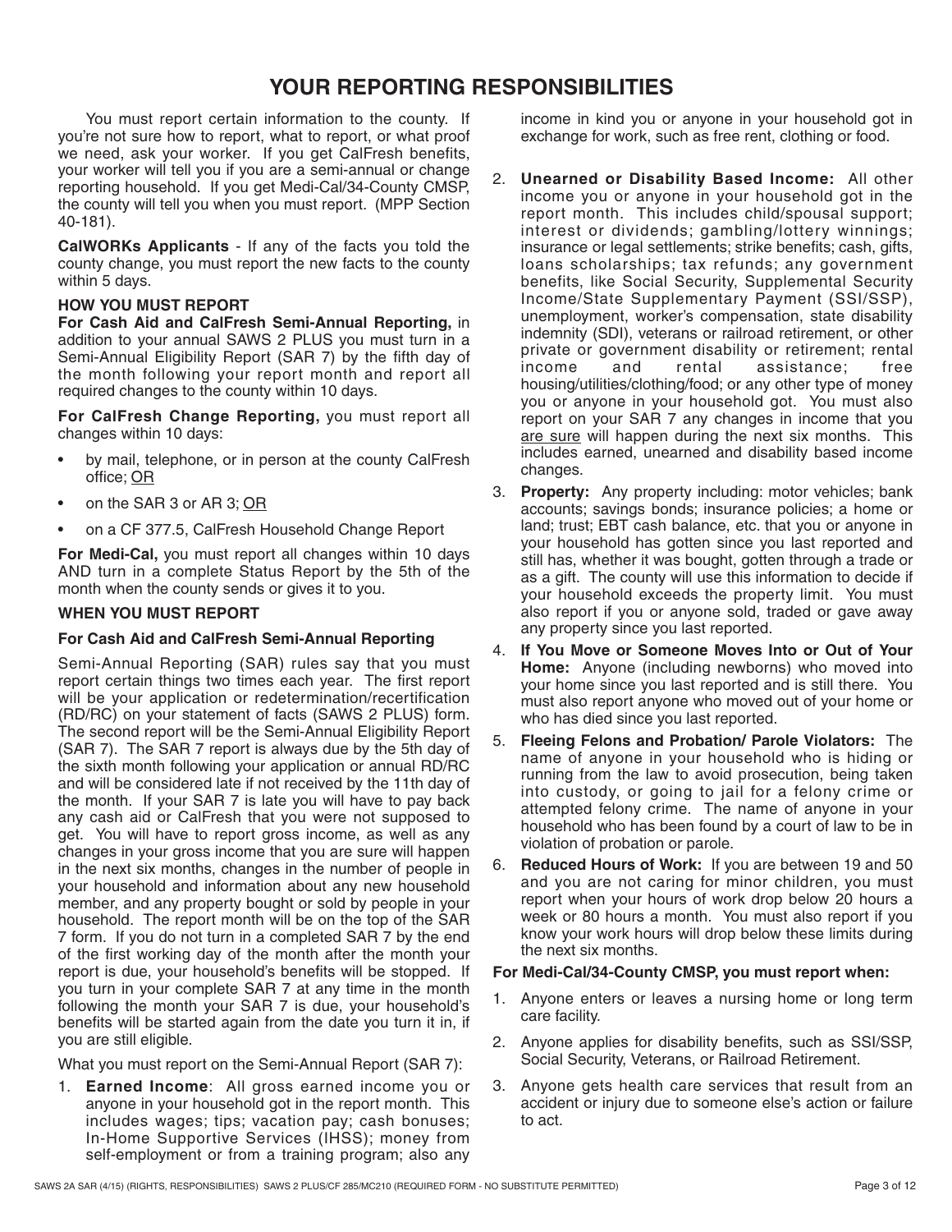# YOUR REPORTING RESPONSIBILITIES

You must report certain information to the county. If you're not sure how to report, what to report, or what proof we need, ask your worker. If you get CalFresh benefits, your worker will tell you if you are a semi-annual or change reporting household. If you get Medi-Cal/34-County CMSP, the county will tell you when you must report. (MPP Section 40-181).

**CalWORKs Applicants** - If any of the facts you told the county change, you must report the new facts to the county within 5 days.

### HOW YOU MUST REPORT

**For Cash Aid and CalFresh Semi-Annual Reporting,** in addition to your annual SAWS 2 PLUS you must turn in a Semi-Annual Eligibility Report (SAR 7) by the fifth day of the month following your report month and report all required changes to the county within 10 days.

**For CalFresh Change Reporting,** you must report all changes within 10 days:

- by mail, telephone, or in person at the county CalFresh office; OR
- on the SAR 3 or AR 3; OR
- on a CF 377.5, CalFresh Household Change Report

**For Medi-Cal,** you must report all changes within 10 days AND turn in a complete Status Report by the 5th of the month when the county sends or gives it to you.

### WHEN YOU MUST REPORT

**For Cash Aid and CalFresh Semi-Annual Reporting**

Semi-Annual Reporting (SAR) rules say that you must report certain things two times each year. The first report will be your application or redetermination/recertification (RD/RC) on your statement of facts (SAWS 2 PLUS) form. The second report will be the Semi-Annual Eligibility Report (SAR 7). The SAR 7 report is always due by the 5th day of the sixth month following your application or annual RD/RC and will be considered late if not received by the 11th day of the month. If your SAR 7 is late you will have to pay back any cash aid or CalFresh that you were not supposed to get. You will have to report gross income, as well as any changes in your gross income that you are sure will happen in the next six months, changes in the number of people in your household and information about any new household member, and any property bought or sold by people in your household. The report month will be on the top of the SAR 7 form. If you do not turn in a completed SAR 7 by the end of the first working day of the month after the month your report is due, your household's benefits will be stopped. If you turn in your complete SAR 7 at any time in the month following the month your SAR 7 is due, your household's benefits will be started again from the date you turn it in, if you are still eligible.

What you must report on the Semi-Annual Report (SAR 7):

1. **Earned Income**: All gross earned income you or anyone in your household got in the report month. This includes wages; tips; vacation pay; cash bonuses; In-Home Supportive Services (IHSS); money from self-employment or from a training program; also any income in kind you or anyone in your household got in exchange for work, such as free rent, clothing or food.
2. **Unearned or Disability Based Income:** All other income you or anyone in your household got in the report month. This includes child/spousal support; interest or dividends; gambling/lottery winnings; insurance or legal settlements; strike benefits; cash, gifts, loans scholarships; tax refunds; any government benefits, like Social Security, Supplemental Security Income/State Supplementary Payment (SSI/SSP), unemployment, worker's compensation, state disability indemnity (SDI), veterans or railroad retirement, or other private or government disability or retirement; rental income and rental assistance; free housing/utilities/clothing/food; or any other type of money you or anyone in your household got. You must also report on your SAR 7 any changes in income that you are sure will happen during the next six months. This includes earned, unearned and disability based income changes.
3. **Property:** Any property including: motor vehicles; bank accounts; savings bonds; insurance policies; a home or land; trust; EBT cash balance, etc. that you or anyone in your household has gotten since you last reported and still has, whether it was bought, gotten through a trade or as a gift. The county will use this information to decide if your household exceeds the property limit. You must also report if you or anyone sold, traded or gave away any property since you last reported.
4. **If You Move or Someone Moves Into or Out of Your Home:** Anyone (including newborns) who moved into your home since you last reported and is still there. You must also report anyone who moved out of your home or who has died since you last reported.
5. **Fleeing Felons and Probation/ Parole Violators:** The name of anyone in your household who is hiding or running from the law to avoid prosecution, being taken into custody, or going to jail for a felony crime or attempted felony crime. The name of anyone in your household who has been found by a court of law to be in violation of probation or parole.
6. **Reduced Hours of Work:** If you are between 19 and 50 and you are not caring for minor children, you must report when your hours of work drop below 20 hours a week or 80 hours a month. You must also report if you know your work hours will drop below these limits during the next six months.

**For Medi-Cal/34-County CMSP, you must report when:**

1. Anyone enters or leaves a nursing home or long term care facility.
2. Anyone applies for disability benefits, such as SSI/SSP, Social Security, Veterans, or Railroad Retirement.
3. Anyone gets health care services that result from an accident or injury due to someone else's action or failure to act.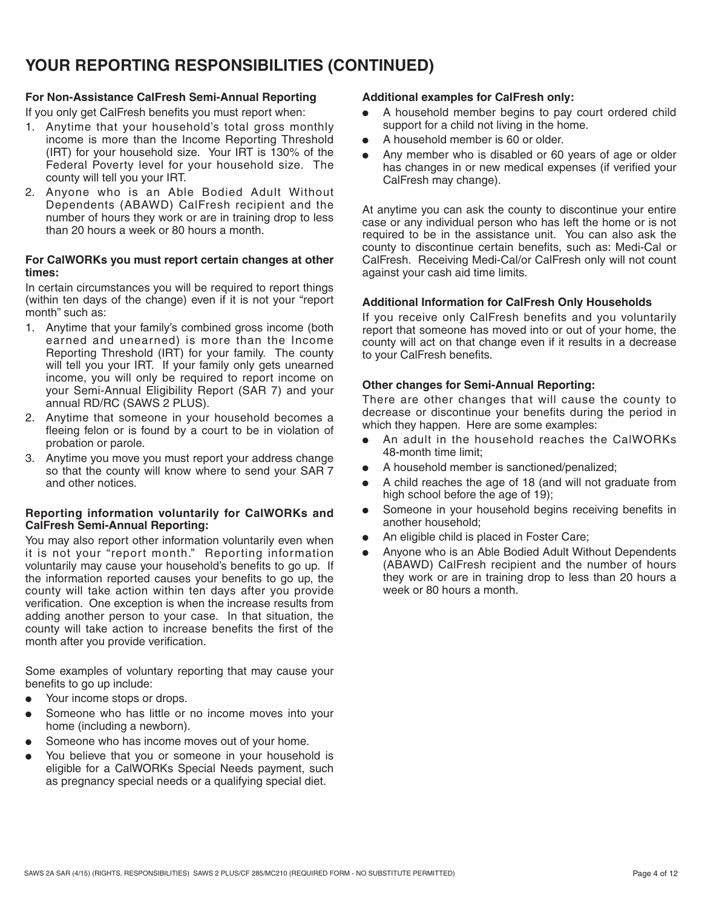## YOUR REPORTING RESPONSIBILITIES (CONTINUED)

**For Non-Assistance CalFresh Semi-Annual Reporting**

If you only get CalFresh benefits you must report when:

1. Anytime that your household's total gross monthly income is more than the Income Reporting Threshold (IRT) for your household size. Your IRT is 130% of the Federal Poverty level for your household size. The county will tell you your IRT.
2. Anyone who is an Able Bodied Adult Without Dependents (ABAWD) CalFresh recipient and the number of hours they work or are in training drop to less than 20 hours a week or 80 hours a month.

**For CalWORKs you must report certain changes at other times:**

In certain circumstances you will be required to report things (within ten days of the change) even if it is not your "report month" such as:

1. Anytime that your family's combined gross income (both earned and unearned) is more than the Income Reporting Threshold (IRT) for your family. The county will tell you your IRT. If your family only gets unearned income, you will only be required to report income on your Semi-Annual Eligibility Report (SAR 7) and your annual RD/RC (SAWS 2 PLUS).
2. Anytime that someone in your household becomes a fleeing felon or is found by a court to be in violation of probation or parole.
3. Anytime you move you must report your address change so that the county will know where to send your SAR 7 and other notices.

**Reporting information voluntarily for CalWORKs and CalFresh Semi-Annual Reporting:**

You may also report other information voluntarily even when it is not your "report month." Reporting information voluntarily may cause your household's benefits to go up. If the information reported causes your benefits to go up, the county will take action within ten days after you provide verification. One exception is when the increase results from adding another person to your case. In that situation, the county will take action to increase benefits the first of the month after you provide verification.

Some examples of voluntary reporting that may cause your benefits to go up include:

- Your income stops or drops.
- Someone who has little or no income moves into your home (including a newborn).
- Someone who has income moves out of your home.
- You believe that you or someone in your household is eligible for a CalWORKs Special Needs payment, such as pregnancy special needs or a qualifying special diet.

**Additional examples for CalFresh only:**

- A household member begins to pay court ordered child support for a child not living in the home.
- A household member is 60 or older.
- Any member who is disabled or 60 years of age or older has changes in or new medical expenses (if verified your CalFresh may change).

At anytime you can ask the county to discontinue your entire case or any individual person who has left the home or is not required to be in the assistance unit. You can also ask the county to discontinue certain benefits, such as: Medi-Cal or CalFresh. Receiving Medi-Cal/or CalFresh only will not count against your cash aid time limits.

**Additional Information for CalFresh Only Households**

If you receive only CalFresh benefits and you voluntarily report that someone has moved into or out of your home, the county will act on that change even if it results in a decrease to your CalFresh benefits.

**Other changes for Semi-Annual Reporting:**

There are other changes that will cause the county to decrease or discontinue your benefits during the period in which they happen. Here are some examples:

- An adult in the household reaches the CalWORKs 48-month time limit;
- A household member is sanctioned/penalized;
- A child reaches the age of 18 (and will not graduate from high school before the age of 19);
- Someone in your household begins receiving benefits in another household;
- An eligible child is placed in Foster Care;
- Anyone who is an Able Bodied Adult Without Dependents (ABAWD) CalFresh recipient and the number of hours they work or are in training drop to less than 20 hours a week or 80 hours a month.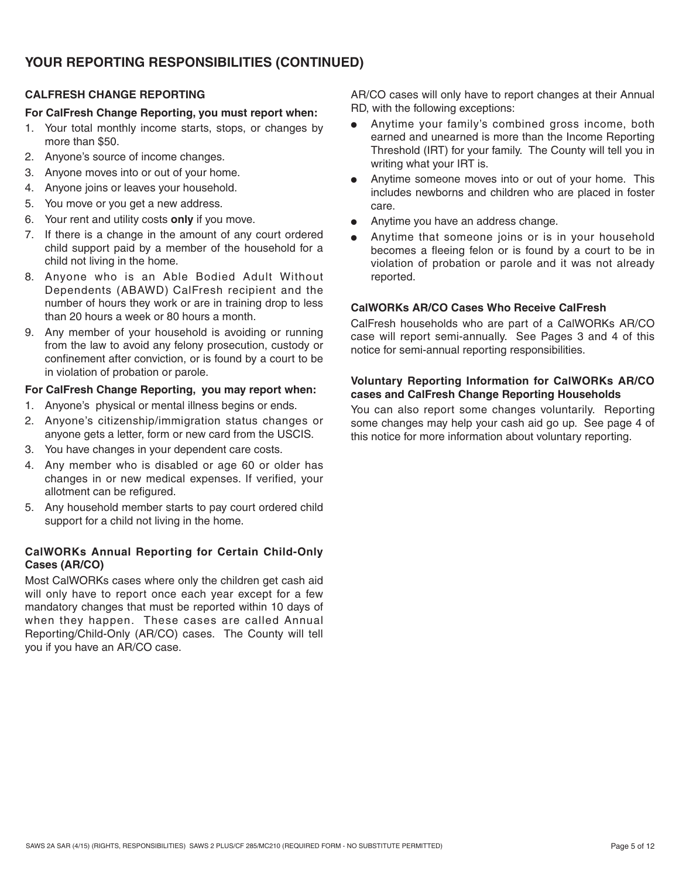## YOUR REPORTING RESPONSIBILITIES (CONTINUED)

### CALFRESH CHANGE REPORTING

**For CalFresh Change Reporting, you must report when:**

1. Your total monthly income starts, stops, or changes by more than $50.
2. Anyone's source of income changes.
3. Anyone moves into or out of your home.
4. Anyone joins or leaves your household.
5. You move or you get a new address.
6. Your rent and utility costs **only** if you move.
7. If there is a change in the amount of any court ordered child support paid by a member of the household for a child not living in the home.
8. Anyone who is an Able Bodied Adult Without Dependents (ABAWD) CalFresh recipient and the number of hours they work or are in training drop to less than 20 hours a week or 80 hours a month.
9. Any member of your household is avoiding or running from the law to avoid any felony prosecution, custody or confinement after conviction, or is found by a court to be in violation of probation or parole.

**For CalFresh Change Reporting, you may report when:**

1. Anyone's physical or mental illness begins or ends.
2. Anyone's citizenship/immigration status changes or anyone gets a letter, form or new card from the USCIS.
3. You have changes in your dependent care costs.
4. Any member who is disabled or age 60 or older has changes in or new medical expenses. If verified, your allotment can be refigured.
5. Any household member starts to pay court ordered child support for a child not living in the home.

### CalWORKs Annual Reporting for Certain Child-Only Cases (AR/CO)

Most CalWORKs cases where only the children get cash aid will only have to report once each year except for a few mandatory changes that must be reported within 10 days of when they happen. These cases are called Annual Reporting/Child-Only (AR/CO) cases. The County will tell you if you have an AR/CO case.

AR/CO cases will only have to report changes at their Annual RD, with the following exceptions:

- Anytime your family's combined gross income, both earned and unearned is more than the Income Reporting Threshold (IRT) for your family. The County will tell you in writing what your IRT is.
- Anytime someone moves into or out of your home. This includes newborns and children who are placed in foster care.
- Anytime you have an address change.
- Anytime that someone joins or is in your household becomes a fleeing felon or is found by a court to be in violation of probation or parole and it was not already reported.

### CalWORKs AR/CO Cases Who Receive CalFresh

CalFresh households who are part of a CalWORKs AR/CO case will report semi-annually. See Pages 3 and 4 of this notice for semi-annual reporting responsibilities.

### Voluntary Reporting Information for CalWORKs AR/CO cases and CalFresh Change Reporting Households

You can also report some changes voluntarily. Reporting some changes may help your cash aid go up. See page 4 of this notice for more information about voluntary reporting.

SAWS 2A SAR (4/15) (RIGHTS, RESPONSIBILITIES) SAWS 2 PLUS/CF 285/MC210 (REQUIRED FORM - NO SUBSTITUTE PERMITTED)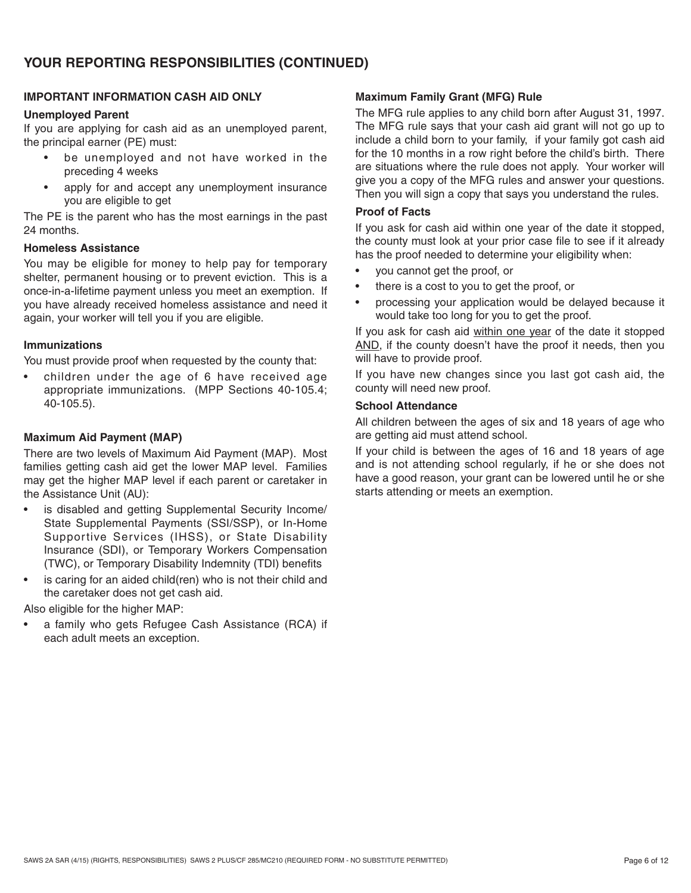## YOUR REPORTING RESPONSIBILITIES (CONTINUED)

### IMPORTANT INFORMATION CASH AID ONLY

**Unemployed Parent**

If you are applying for cash aid as an unemployed parent, the principal earner (PE) must:

- be unemployed and not have worked in the preceding 4 weeks
- apply for and accept any unemployment insurance you are eligible to get

The PE is the parent who has the most earnings in the past 24 months.

**Homeless Assistance**

You may be eligible for money to help pay for temporary shelter, permanent housing or to prevent eviction. This is a once-in-a-lifetime payment unless you meet an exemption. If you have already received homeless assistance and need it again, your worker will tell you if you are eligible.

**Immunizations**

You must provide proof when requested by the county that:

- children under the age of 6 have received age appropriate immunizations. (MPP Sections 40-105.4; 40-105.5).

**Maximum Aid Payment (MAP)**

There are two levels of Maximum Aid Payment (MAP). Most families getting cash aid get the lower MAP level. Families may get the higher MAP level if each parent or caretaker in the Assistance Unit (AU):

- is disabled and getting Supplemental Security Income/ State Supplemental Payments (SSI/SSP), or In-Home Supportive Services (IHSS), or State Disability Insurance (SDI), or Temporary Workers Compensation (TWC), or Temporary Disability Indemnity (TDI) benefits
- is caring for an aided child(ren) who is not their child and the caretaker does not get cash aid.

Also eligible for the higher MAP:

- a family who gets Refugee Cash Assistance (RCA) if each adult meets an exception.

**Maximum Family Grant (MFG) Rule**

The MFG rule applies to any child born after August 31, 1997. The MFG rule says that your cash aid grant will not go up to include a child born to your family, if your family got cash aid for the 10 months in a row right before the child's birth. There are situations where the rule does not apply. Your worker will give you a copy of the MFG rules and answer your questions. Then you will sign a copy that says you understand the rules.

**Proof of Facts**

If you ask for cash aid within one year of the date it stopped, the county must look at your prior case file to see if it already has the proof needed to determine your eligibility when:

- you cannot get the proof, or
- there is a cost to you to get the proof, or
- processing your application would be delayed because it would take too long for you to get the proof.

If you ask for cash aid <u>within one year</u> of the date it stopped <u>AND</u>, if the county doesn't have the proof it needs, then you will have to provide proof.

If you have new changes since you last got cash aid, the county will need new proof.

**School Attendance**

All children between the ages of six and 18 years of age who are getting aid must attend school.

If your child is between the ages of 16 and 18 years of age and is not attending school regularly, if he or she does not have a good reason, your grant can be lowered until he or she starts attending or meets an exemption.

SAWS 2A SAR (4/15) (RIGHTS, RESPONSIBILITIES) SAWS 2 PLUS/CF 285/MC210 (REQUIRED FORM - NO SUBSTITUTE PERMITTED)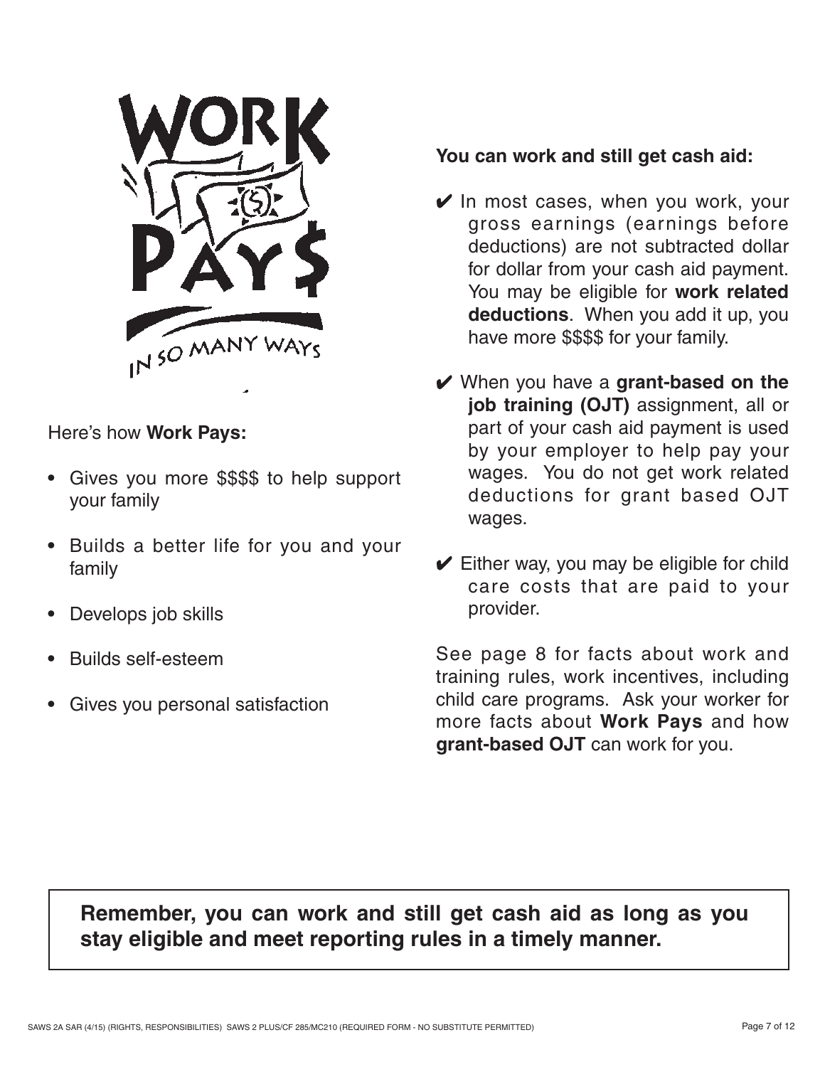# WORK PAY$ IN SO MANY WAYS

Here's how **Work Pays:**

- Gives you more $$$$ to help support your family
- Builds a better life for you and your family
- Develops job skills
- Builds self-esteem
- Gives you personal satisfaction

**You can work and still get cash aid:**

✔ In most cases, when you work, your gross earnings (earnings before deductions) are not subtracted dollar for dollar from your cash aid payment. You may be eligible for **work related deductions**. When you add it up, you have more $$$$ for your family.

✔ When you have a **grant-based on the job training (OJT)** assignment, all or part of your cash aid payment is used by your employer to help pay your wages. You do not get work related deductions for grant based OJT wages.

✔ Either way, you may be eligible for child care costs that are paid to your provider.

See page 8 for facts about work and training rules, work incentives, including child care programs. Ask your worker for more facts about **Work Pays** and how **grant-based OJT** can work for you.

**Remember, you can work and still get cash aid as long as you stay eligible and meet reporting rules in a timely manner.**

SAWS 2A SAR (4/15) (RIGHTS, RESPONSIBILITIES) SAWS 2 PLUS/CF 285/MC210 (REQUIRED FORM - NO SUBSTITUTE PERMITTED)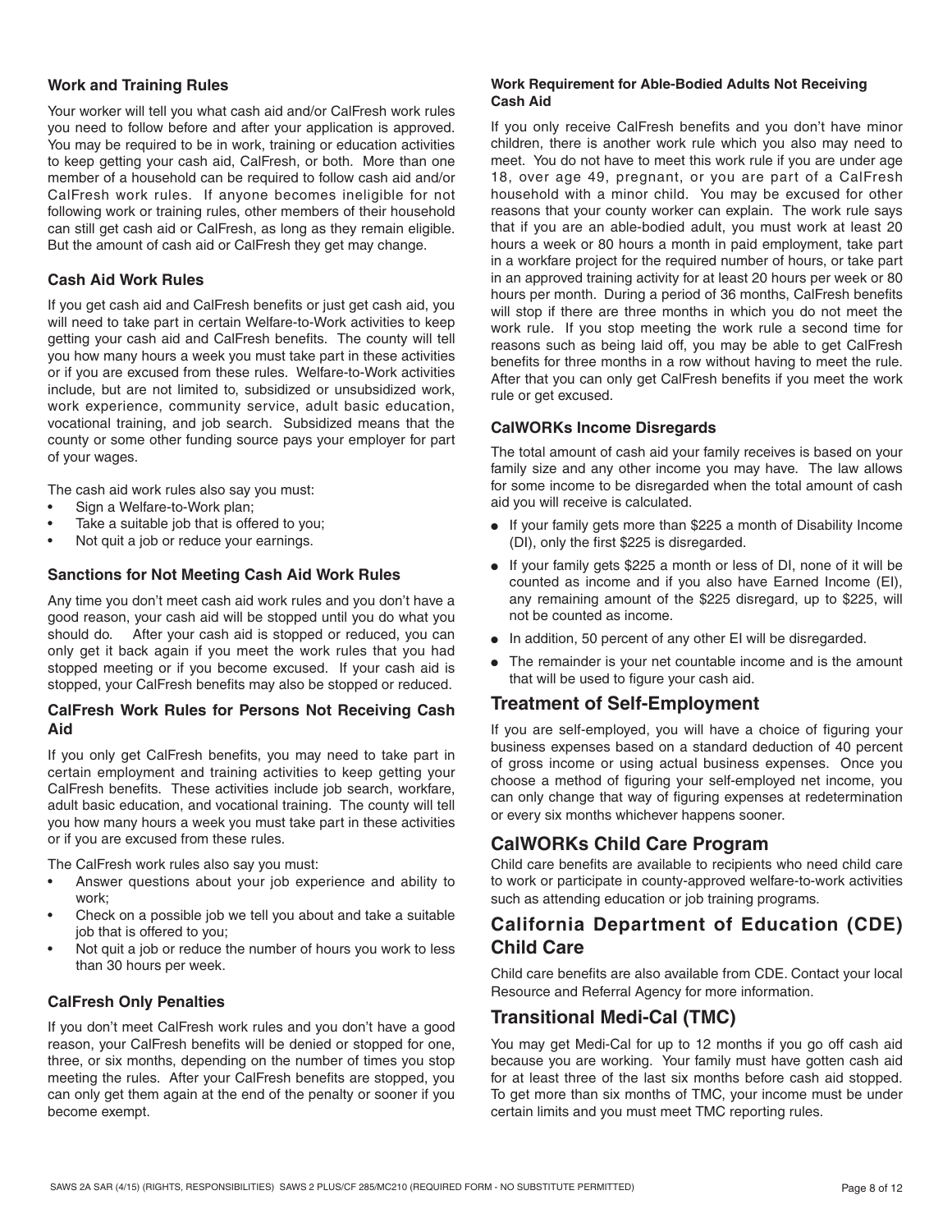### Work and Training Rules

Your worker will tell you what cash aid and/or CalFresh work rules you need to follow before and after your application is approved. You may be required to be in work, training or education activities to keep getting your cash aid, CalFresh, or both. More than one member of a household can be required to follow cash aid and/or CalFresh work rules. If anyone becomes ineligible for not following work or training rules, other members of their household can still get cash aid or CalFresh, as long as they remain eligible. But the amount of cash aid or CalFresh they get may change.

### Cash Aid Work Rules

If you get cash aid and CalFresh benefits or just get cash aid, you will need to take part in certain Welfare-to-Work activities to keep getting your cash aid and CalFresh benefits. The county will tell you how many hours a week you must take part in these activities or if you are excused from these rules. Welfare-to-Work activities include, but are not limited to, subsidized or unsubsidized work, work experience, community service, adult basic education, vocational training, and job search. Subsidized means that the county or some other funding source pays your employer for part of your wages.

The cash aid work rules also say you must:

- Sign a Welfare-to-Work plan;
- Take a suitable job that is offered to you;
- Not quit a job or reduce your earnings.

### Sanctions for Not Meeting Cash Aid Work Rules

Any time you don't meet cash aid work rules and you don't have a good reason, your cash aid will be stopped until you do what you should do. After your cash aid is stopped or reduced, you can only get it back again if you meet the work rules that you had stopped meeting or if you become excused. If your cash aid is stopped, your CalFresh benefits may also be stopped or reduced.

### CalFresh Work Rules for Persons Not Receiving Cash Aid

If you only get CalFresh benefits, you may need to take part in certain employment and training activities to keep getting your CalFresh benefits. These activities include job search, workfare, adult basic education, and vocational training. The county will tell you how many hours a week you must take part in these activities or if you are excused from these rules.

The CalFresh work rules also say you must:

- Answer questions about your job experience and ability to work;
- Check on a possible job we tell you about and take a suitable job that is offered to you;
- Not quit a job or reduce the number of hours you work to less than 30 hours per week.

### CalFresh Only Penalties

If you don't meet CalFresh work rules and you don't have a good reason, your CalFresh benefits will be denied or stopped for one, three, or six months, depending on the number of times you stop meeting the rules. After your CalFresh benefits are stopped, you can only get them again at the end of the penalty or sooner if you become exempt.

#### Work Requirement for Able-Bodied Adults Not Receiving Cash Aid

If you only receive CalFresh benefits and you don't have minor children, there is another work rule which you also may need to meet. You do not have to meet this work rule if you are under age 18, over age 49, pregnant, or you are part of a CalFresh household with a minor child. You may be excused for other reasons that your county worker can explain. The work rule says that if you are an able-bodied adult, you must work at least 20 hours a week or 80 hours a month in paid employment, take part in a workfare project for the required number of hours, or take part in an approved training activity for at least 20 hours per week or 80 hours per month. During a period of 36 months, CalFresh benefits will stop if there are three months in which you do not meet the work rule. If you stop meeting the work rule a second time for reasons such as being laid off, you may be able to get CalFresh benefits for three months in a row without having to meet the rule. After that you can only get CalFresh benefits if you meet the work rule or get excused.

### CalWORKs Income Disregards

The total amount of cash aid your family receives is based on your family size and any other income you may have. The law allows for some income to be disregarded when the total amount of cash aid you will receive is calculated.

- If your family gets more than $225 a month of Disability Income (DI), only the first $225 is disregarded.
- If your family gets $225 a month or less of DI, none of it will be counted as income and if you also have Earned Income (EI), any remaining amount of the $225 disregard, up to $225, will not be counted as income.
- In addition, 50 percent of any other EI will be disregarded.
- The remainder is your net countable income and is the amount that will be used to figure your cash aid.

## Treatment of Self-Employment

If you are self-employed, you will have a choice of figuring your business expenses based on a standard deduction of 40 percent of gross income or using actual business expenses. Once you choose a method of figuring your self-employed net income, you can only change that way of figuring expenses at redetermination or every six months whichever happens sooner.

## CalWORKs Child Care Program

Child care benefits are available to recipients who need child care to work or participate in county-approved welfare-to-work activities such as attending education or job training programs.

## California Department of Education (CDE) Child Care

Child care benefits are also available from CDE. Contact your local Resource and Referral Agency for more information.

## Transitional Medi-Cal (TMC)

You may get Medi-Cal for up to 12 months if you go off cash aid because you are working. Your family must have gotten cash aid for at least three of the last six months before cash aid stopped. To get more than six months of TMC, your income must be under certain limits and you must meet TMC reporting rules.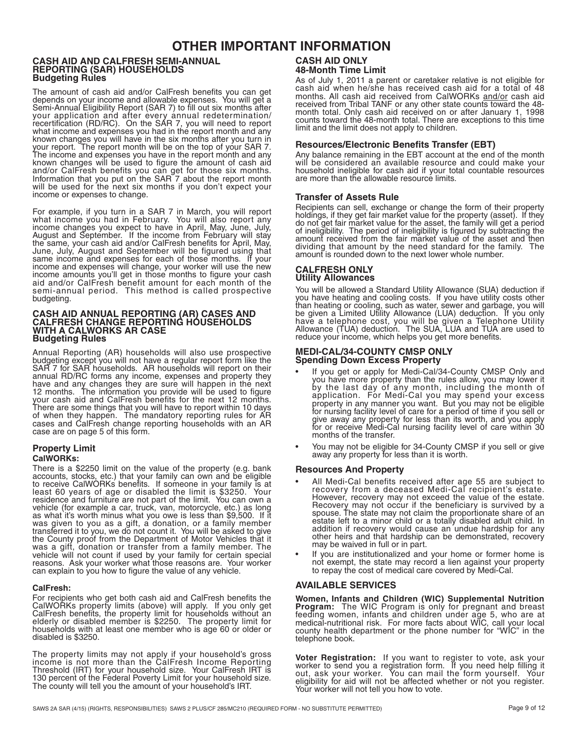# OTHER IMPORTANT INFORMATION

## CASH AID AND CALFRESH SEMI-ANNUAL REPORTING (SAR) HOUSEHOLDS
### Budgeting Rules

The amount of cash aid and/or CalFresh benefits you can get depends on your income and allowable expenses. You will get a Semi-Annual Eligibility Report (SAR 7) to fill out six months after your application and after every annual redetermination/recertification (RD/RC). On the SAR 7, you will need to report what income and expenses you had in the report month and any known changes you will have in the six months after you turn in your report. The report month will be on the top of your SAR 7. The income and expenses you have in the report month and any known changes will be used to figure the amount of cash aid and/or CalFresh benefits you can get for those six months. Information that you put on the SAR 7 about the report month will be used for the next six months if you don't expect your income or expenses to change.

For example, if you turn in a SAR 7 in March, you will report what income you had in February. You will also report any income changes you expect to have in April, May, June, July, August and September. If the income from February will stay the same, your cash aid and/or CalFresh benefits for April, May, June, July, August and September will be figured using that same income and expenses for each of those months. If your income and expenses will change, your worker will use the new income amounts you'll get in those months to figure your cash aid and/or CalFresh benefit amount for each month of the semi-annual period. This method is called prospective budgeting.

## CASH AID ANNUAL REPORTING (AR) CASES AND CALFRESH CHANGE REPORTING HOUSEHOLDS WITH A CALWORKS AR CASE
### Budgeting Rules

Annual Reporting (AR) households will also use prospective budgeting except you will not have a regular report form like the SAR 7 for SAR households. AR households will report on their annual RD/RC forms any income, expenses and property they have and any changes they are sure will happen in the next 12 months. The information you provide will be used to figure your cash aid and CalFresh benefits for the next 12 months. There are some things that you will have to report within 10 days of when they happen. The mandatory reporting rules for AR cases and CalFresh change reporting households with an AR case are on page 5 of this form.

### Property Limit

**CalWORKs:**

There is a $2250 limit on the value of the property (e.g. bank accounts, stocks, etc.) that your family can own and be eligible to receive CalWORKs benefits. If someone in your family is at least 60 years of age or disabled the limit is $3250. Your residence and furniture are not part of the limit. You can own a vehicle (for example a car, truck, van, motorcycle, etc.) as long as what it's worth minus what you owe is less than $9,500. If it was given to you as a gift, a donation, or a family member transferred it to you, we do not count it. You will be asked to give the County proof from the Department of Motor Vehicles that it was a gift, donation or transfer from a family member. The vehicle will not count if used by your family for certain special reasons. Ask your worker what those reasons are. Your worker can explain to you how to figure the value of any vehicle.

**CalFresh:**

For recipients who get both cash aid and CalFresh benefits the CalWORKs property limits (above) will apply. If you only get CalFresh benefits, the property limit for households without an elderly or disabled member is $2250. The property limit for households with at least one member who is age 60 or older or disabled is $3250.

The property limits may not apply if your household's gross income is not more than the CalFresh Income Reporting Threshold (IRT) for your household size. Your CalFresh IRT is 130 percent of the Federal Poverty Limit for your household size. The county will tell you the amount of your household's IRT.

## CASH AID ONLY
### 48-Month Time Limit

As of July 1, 2011 a parent or caretaker relative is not eligible for cash aid when he/she has received cash aid for a total of 48 months. All cash aid received from CalWORKs and/or cash aid received from Tribal TANF or any other state counts toward the 48-month total. Only cash aid received on or after January 1, 1998 counts toward the 48-month total. There are exceptions to this time limit and the limit does not apply to children.

### Resources/Electronic Benefits Transfer (EBT)

Any balance remaining in the EBT account at the end of the month will be considered an available resource and could make your household ineligible for cash aid if your total countable resources are more than the allowable resource limits.

### Transfer of Assets Rule

Recipients can sell, exchange or change the form of their property holdings, if they get fair market value for the property (asset). If they do not get fair market value for the asset, the family will get a period of ineligibility. The period of ineligibility is figured by subtracting the amount received from the fair market value of the asset and then dividing that amount by the need standard for the family. The amount is rounded down to the next lower whole number.

## CALFRESH ONLY
### Utility Allowances

You will be allowed a Standard Utility Allowance (SUA) deduction if you have heating and cooling costs. If you have utility costs other than heating or cooling, such as water, sewer and garbage, you will be given a Limited Utility Allowance (LUA) deduction. If you only have a telephone cost, you will be given a Telephone Utility Allowance (TUA) deduction. The SUA, LUA and TUA are used to reduce your income, which helps you get more benefits.

## MEDI-CAL/34-COUNTY CMSP ONLY
### Spending Down Excess Property

- If you get or apply for Medi-Cal/34-County CMSP Only and you have more property than the rules allow, you may lower it by the last day of any month, including the month of application. For Medi-Cal you may spend your excess property in any manner you want. But you may not be eligible for nursing facility level of care for a period of time if you sell or give away any property for less than its worth, and you apply for or receive Medi-Cal nursing facility level of care within 30 months of the transfer.
- You may not be eligible for 34-County CMSP if you sell or give away any property for less than it is worth.

### Resources And Property

- All Medi-Cal benefits received after age 55 are subject to recovery from a deceased Medi-Cal recipient's estate. However, recovery may not exceed the value of the estate. Recovery may not occur if the beneficiary is survived by a spouse. The state may not claim the proportionate share of an estate left to a minor child or a totally disabled adult child. In addition if recovery would cause an undue hardship for any other heirs and that hardship can be demonstrated, recovery may be waived in full or in part.
- If you are institutionalized and your home or former home is not exempt, the state may record a lien against your property to repay the cost of medical care covered by Medi-Cal.

## AVAILABLE SERVICES

**Women, Infants and Children (WIC) Supplemental Nutrition Program:** The WIC Program is only for pregnant and breast feeding women, infants and children under age 5, who are at medical-nutritional risk. For more facts about WIC, call your local county health department or the phone number for "WIC" in the telephone book.

**Voter Registration:** If you want to register to vote, ask your worker to send you a registration form. If you need help filling it out, ask your worker. You can mail the form yourself. Your eligibility for aid will not be affected whether or not you register. Your worker will not tell you how to vote.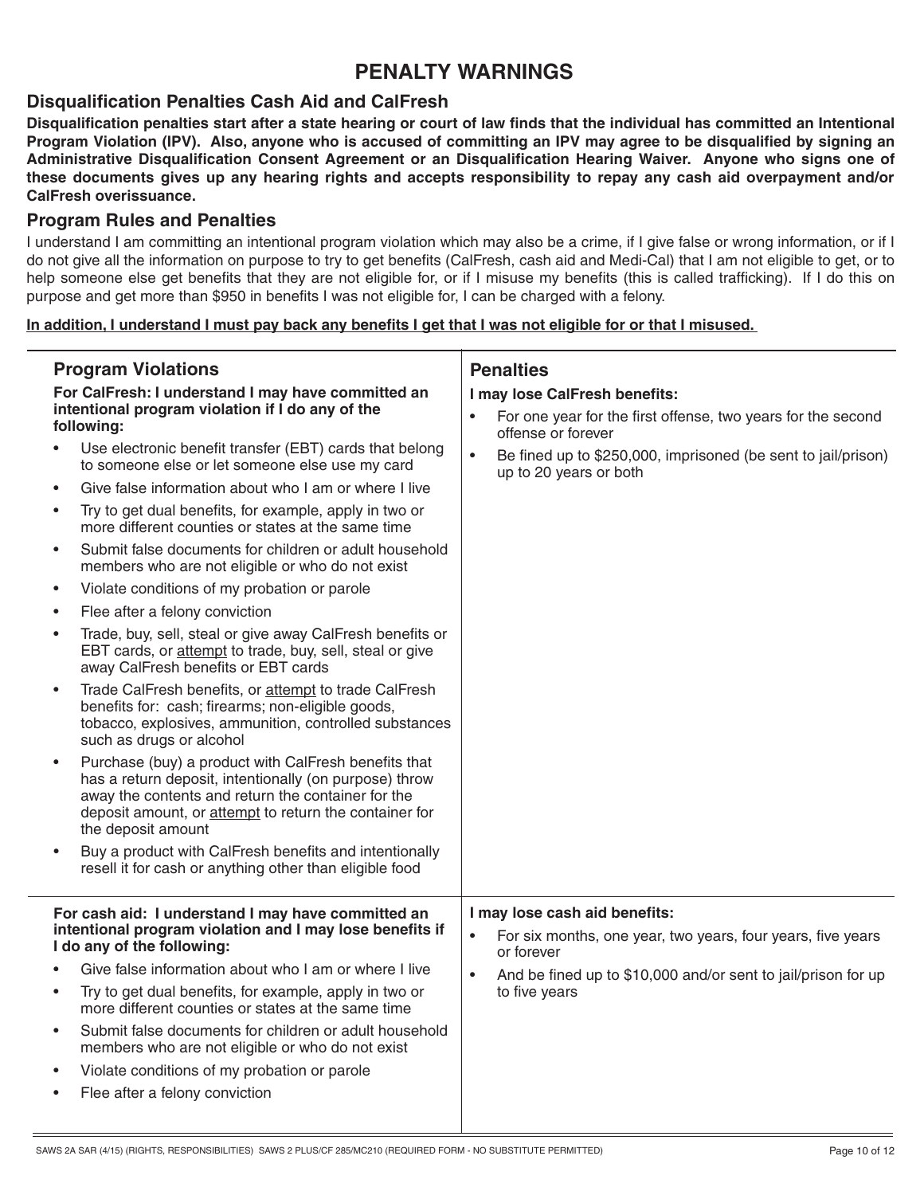# PENALTY WARNINGS

## Disqualification Penalties Cash Aid and CalFresh

**Disqualification penalties start after a state hearing or court of law finds that the individual has committed an Intentional Program Violation (IPV). Also, anyone who is accused of committing an IPV may agree to be disqualified by signing an Administrative Disqualification Consent Agreement or an Disqualification Hearing Waiver. Anyone who signs one of these documents gives up any hearing rights and accepts responsibility to repay any cash aid overpayment and/or CalFresh overissuance.**

## Program Rules and Penalties

I understand I am committing an intentional program violation which may also be a crime, if I give false or wrong information, or if I do not give all the information on purpose to try to get benefits (CalFresh, cash aid and Medi-Cal) that I am not eligible to get, or to help someone else get benefits that they are not eligible for, or if I misuse my benefits (this is called trafficking). If I do this on purpose and get more than $950 in benefits I was not eligible for, I can be charged with a felony.

**<u>In addition, I understand I must pay back any benefits I get that I was not eligible for or that I misused.</u>**

| Program Violations | Penalties |
|---|---|
| **For CalFresh: I understand I may have committed an intentional program violation if I do any of the following:**<br>• Use electronic benefit transfer (EBT) cards that belong to someone else or let someone else use my card<br>• Give false information about who I am or where I live<br>• Try to get dual benefits, for example, apply in two or more different counties or states at the same time<br>• Submit false documents for children or adult household members who are not eligible or who do not exist<br>• Violate conditions of my probation or parole<br>• Flee after a felony conviction<br>• Trade, buy, sell, steal or give away CalFresh benefits or EBT cards, or <u>attempt</u> to trade, buy, sell, steal or give away CalFresh benefits or EBT cards<br>• Trade CalFresh benefits, or <u>attempt</u> to trade CalFresh benefits for: cash; firearms; non-eligible goods, tobacco, explosives, ammunition, controlled substances such as drugs or alcohol<br>• Purchase (buy) a product with CalFresh benefits that has a return deposit, intentionally (on purpose) throw away the contents and return the container for the deposit amount, or <u>attempt</u> to return the container for the deposit amount<br>• Buy a product with CalFresh benefits and intentionally resell it for cash or anything other than eligible food | **I may lose CalFresh benefits:**<br>• For one year for the first offense, two years for the second offense or forever<br>• Be fined up to $250,000, imprisoned (be sent to jail/prison) up to 20 years or both |
| **For cash aid: I understand I may have committed an intentional program violation and I may lose benefits if I do any of the following:**<br>• Give false information about who I am or where I live<br>• Try to get dual benefits, for example, apply in two or more different counties or states at the same time<br>• Submit false documents for children or adult household members who are not eligible or who do not exist<br>• Violate conditions of my probation or parole<br>• Flee after a felony conviction | **I may lose cash aid benefits:**<br>• For six months, one year, two years, four years, five years or forever<br>• And be fined up to $10,000 and/or sent to jail/prison for up to five years |

SAWS 2A SAR (4/15) (RIGHTS, RESPONSIBILITIES) SAWS 2 PLUS/CF 285/MC210 (REQUIRED FORM - NO SUBSTITUTE PERMITTED)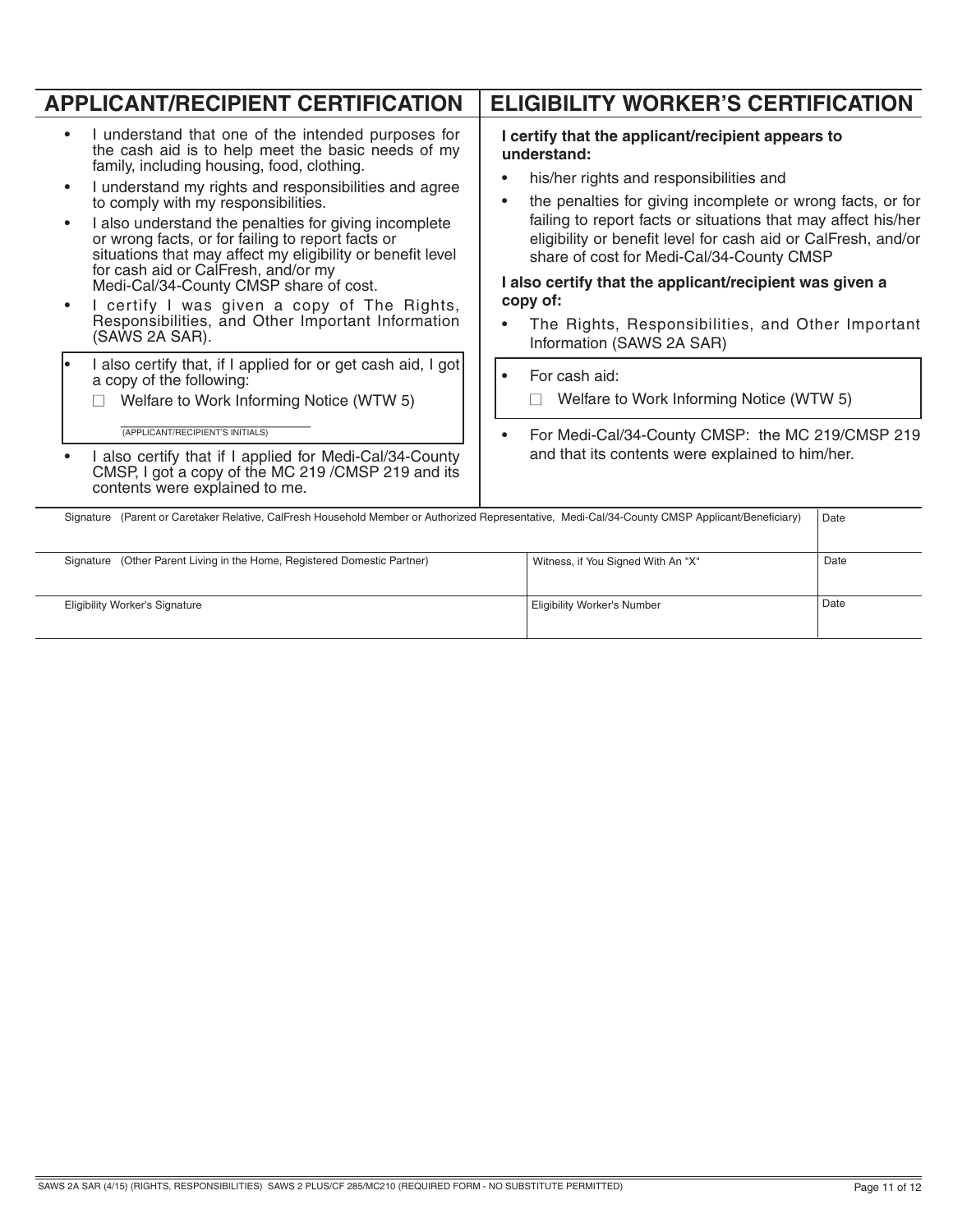## APPLICANT/RECIPIENT CERTIFICATION

- I understand that one of the intended purposes for the cash aid is to help meet the basic needs of my family, including housing, food, clothing.
- I understand my rights and responsibilities and agree to comply with my responsibilities.
- I also understand the penalties for giving incomplete or wrong facts, or for failing to report facts or situations that may affect my eligibility or benefit level for cash aid or CalFresh, and/or my Medi-Cal/34-County CMSP share of cost.
- I certify I was given a copy of The Rights, Responsibilities, and Other Important Information (SAWS 2A SAR).
- I also certify that, if I applied for or get cash aid, I got a copy of the following:
  - ☐ Welfare to Work Informing Notice (WTW 5)

  ______________________________
  (APPLICANT/RECIPIENT'S INITIALS)
- I also certify that if I applied for Medi-Cal/34-County CMSP, I got a copy of the MC 219 /CMSP 219 and its contents were explained to me.

## ELIGIBILITY WORKER'S CERTIFICATION

**I certify that the applicant/recipient appears to understand:**

- his/her rights and responsibilities and
- the penalties for giving incomplete or wrong facts, or for failing to report facts or situations that may affect his/her eligibility or benefit level for cash aid or CalFresh, and/or share of cost for Medi-Cal/34-County CMSP

**I also certify that the applicant/recipient was given a copy of:**

- The Rights, Responsibilities, and Other Important Information (SAWS 2A SAR)
- For cash aid:
  - ☐ Welfare to Work Informing Notice (WTW 5)
- For Medi-Cal/34-County CMSP: the MC 219/CMSP 219 and that its contents were explained to him/her.

| Signature (Parent or Caretaker Relative, CalFresh Household Member or Authorized Representative, Medi-Cal/34-County CMSP Applicant/Beneficiary) | | Date |
|---|---|---|
| Signature (Other Parent Living in the Home, Registered Domestic Partner) | Witness, if You Signed With An "X" | Date |
| Eligibility Worker's Signature | Eligibility Worker's Number | Date |

SAWS 2A SAR (4/15) (RIGHTS, RESPONSIBILITIES) SAWS 2 PLUS/CF 285/MC210 (REQUIRED FORM - NO SUBSTITUTE PERMITTED)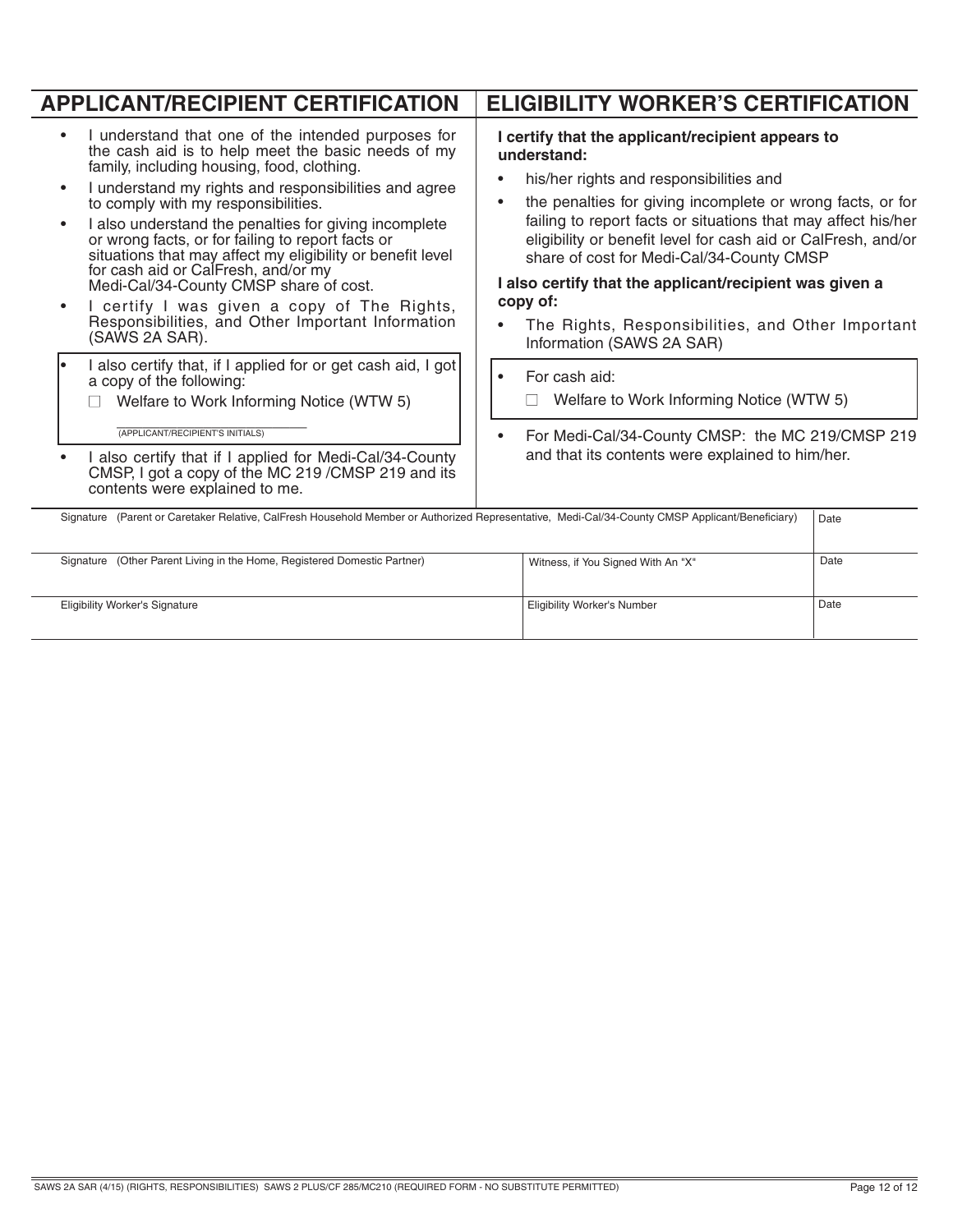## APPLICANT/RECIPIENT CERTIFICATION

- I understand that one of the intended purposes for the cash aid is to help meet the basic needs of my family, including housing, food, clothing.
- I understand my rights and responsibilities and agree to comply with my responsibilities.
- I also understand the penalties for giving incomplete or wrong facts, or for failing to report facts or situations that may affect my eligibility or benefit level for cash aid or CalFresh, and/or my Medi-Cal/34-County CMSP share of cost.
- I certify I was given a copy of The Rights, Responsibilities, and Other Important Information (SAWS 2A SAR).
- I also certify that, if I applied for or get cash aid, I got a copy of the following:
  - ☐ Welfare to Work Informing Notice (WTW 5)

  ______________________________
  (APPLICANT/RECIPIENT'S INITIALS)
- I also certify that if I applied for Medi-Cal/34-County CMSP, I got a copy of the MC 219 /CMSP 219 and its contents were explained to me.

## ELIGIBILITY WORKER'S CERTIFICATION

**I certify that the applicant/recipient appears to understand:**

- his/her rights and responsibilities and
- the penalties for giving incomplete or wrong facts, or for failing to report facts or situations that may affect his/her eligibility or benefit level for cash aid or CalFresh, and/or share of cost for Medi-Cal/34-County CMSP

**I also certify that the applicant/recipient was given a copy of:**

- The Rights, Responsibilities, and Other Important Information (SAWS 2A SAR)
- For cash aid:
  - ☐ Welfare to Work Informing Notice (WTW 5)
- For Medi-Cal/34-County CMSP: the MC 219/CMSP 219 and that its contents were explained to him/her.

| Signature (Parent or Caretaker Relative, CalFresh Household Member or Authorized Representative, Medi-Cal/34-County CMSP Applicant/Beneficiary) | | Date |
|---|---|---|
| Signature (Other Parent Living in the Home, Registered Domestic Partner) | Witness, if You Signed With An "X" | Date |
| Eligibility Worker's Signature | Eligibility Worker's Number | Date |

SAWS 2A SAR (4/15) (RIGHTS, RESPONSIBILITIES) SAWS 2 PLUS/CF 285/MC210 (REQUIRED FORM - NO SUBSTITUTE PERMITTED)